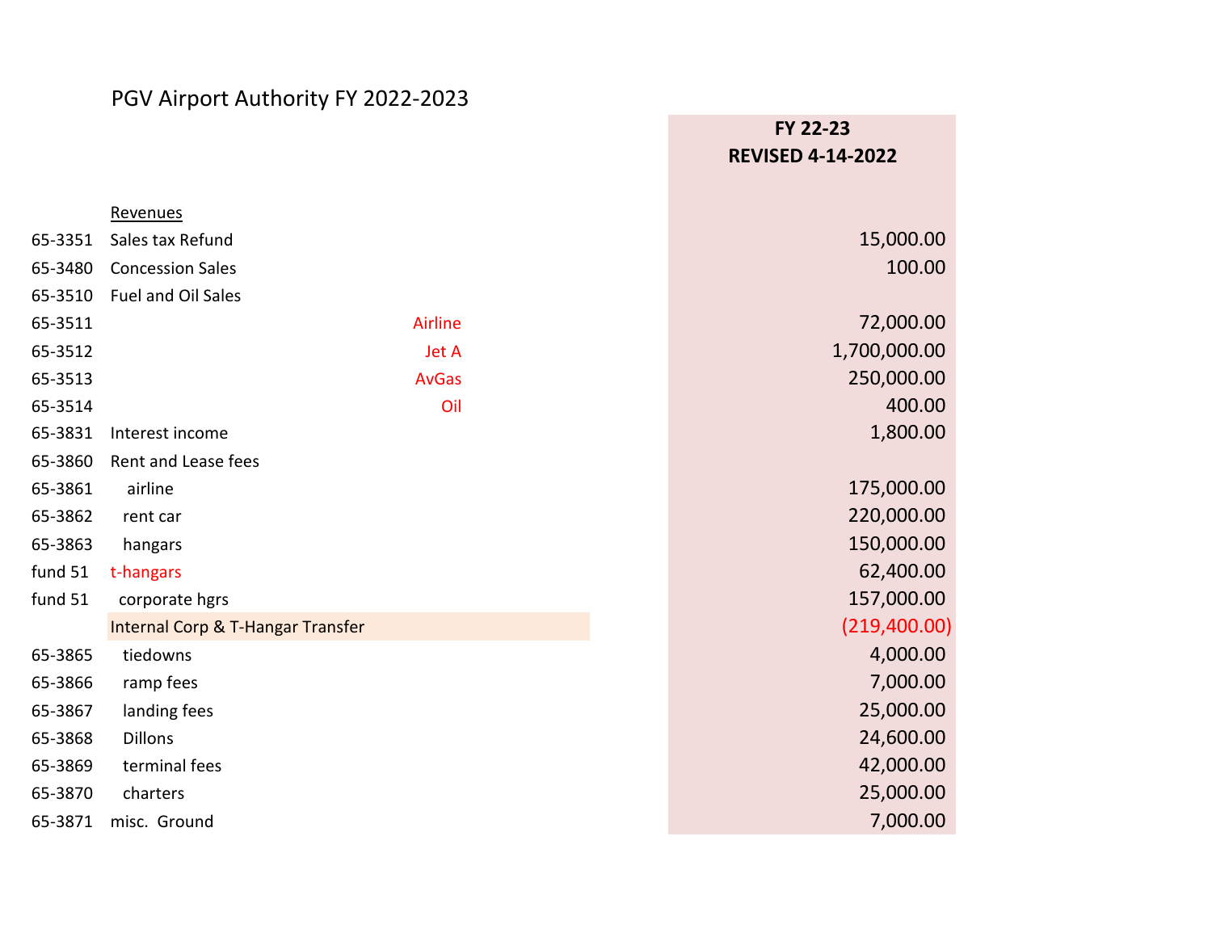# PGV Airport Authority FY 2022-2023

| Account | Description | | FY 22-23 REVISED 4-14-2022 |
|---|---|---|---|
| | Revenues | | |
| 65-3351 | Sales tax Refund | | 15,000.00 |
| 65-3480 | Concession Sales | | 100.00 |
| 65-3510 | Fuel and Oil Sales | | |
| 65-3511 | | Airline | 72,000.00 |
| 65-3512 | | Jet A | 1,700,000.00 |
| 65-3513 | | AvGas | 250,000.00 |
| 65-3514 | | Oil | 400.00 |
| 65-3831 | Interest income | | 1,800.00 |
| 65-3860 | Rent and Lease fees | | |
| 65-3861 | airline | | 175,000.00 |
| 65-3862 | rent car | | 220,000.00 |
| 65-3863 | hangars | | 150,000.00 |
| fund 51 | t-hangars | | 62,400.00 |
| fund 51 | corporate hgrs | | 157,000.00 |
| | Internal Corp & T-Hangar Transfer | | (219,400.00) |
| 65-3865 | tiedowns | | 4,000.00 |
| 65-3866 | ramp fees | | 7,000.00 |
| 65-3867 | landing fees | | 25,000.00 |
| 65-3868 | Dillons | | 24,600.00 |
| 65-3869 | terminal fees | | 42,000.00 |
| 65-3870 | charters | | 25,000.00 |
| 65-3871 | misc. Ground | | 7,000.00 |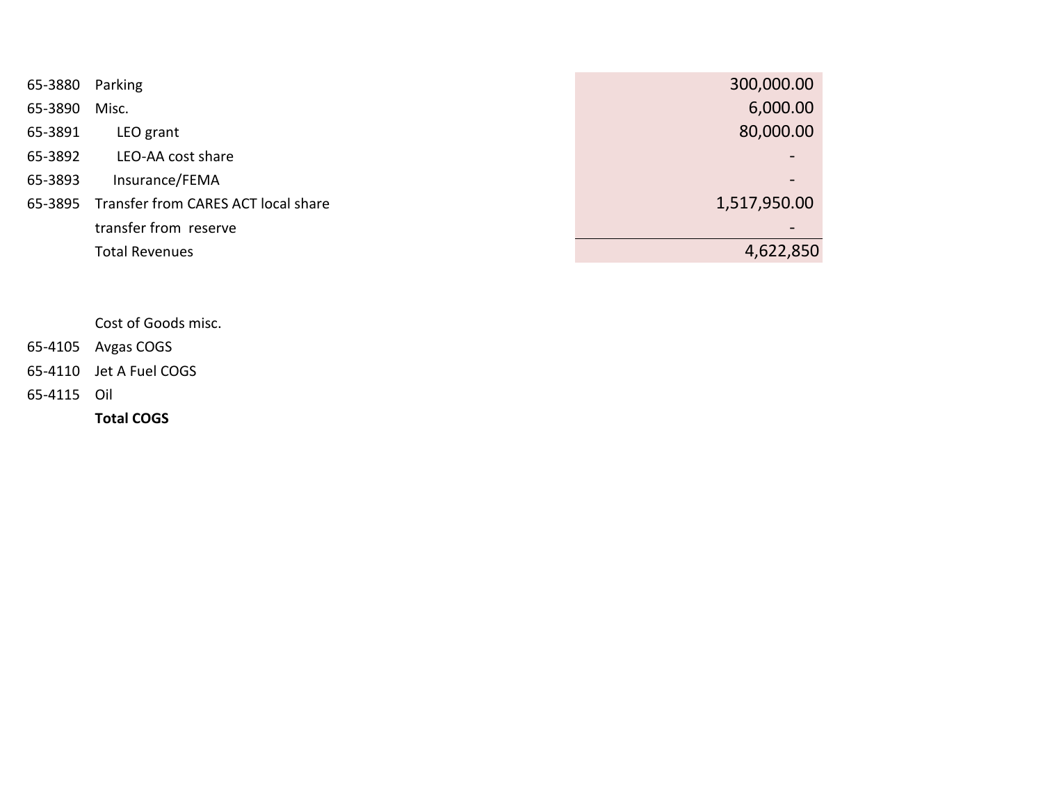| Account | Description | Amount |
|---|---|---|
| 65-3880 | Parking | 300,000.00 |
| 65-3890 | Misc. | 6,000.00 |
| 65-3891 | LEO grant | 80,000.00 |
| 65-3892 | LEO-AA cost share | - |
| 65-3893 | Insurance/FEMA | - |
| 65-3895 | Transfer from CARES ACT local share | 1,517,950.00 |
| | transfer from reserve | - |
| | Total Revenues | 4,622,850 |

| Account | Description | Amount |
|---|---|---|
| | Cost of Goods misc. | |
| 65-4105 | Avgas COGS | |
| 65-4110 | Jet A Fuel COGS | |
| 65-4115 | Oil | |
| | **Total COGS** | |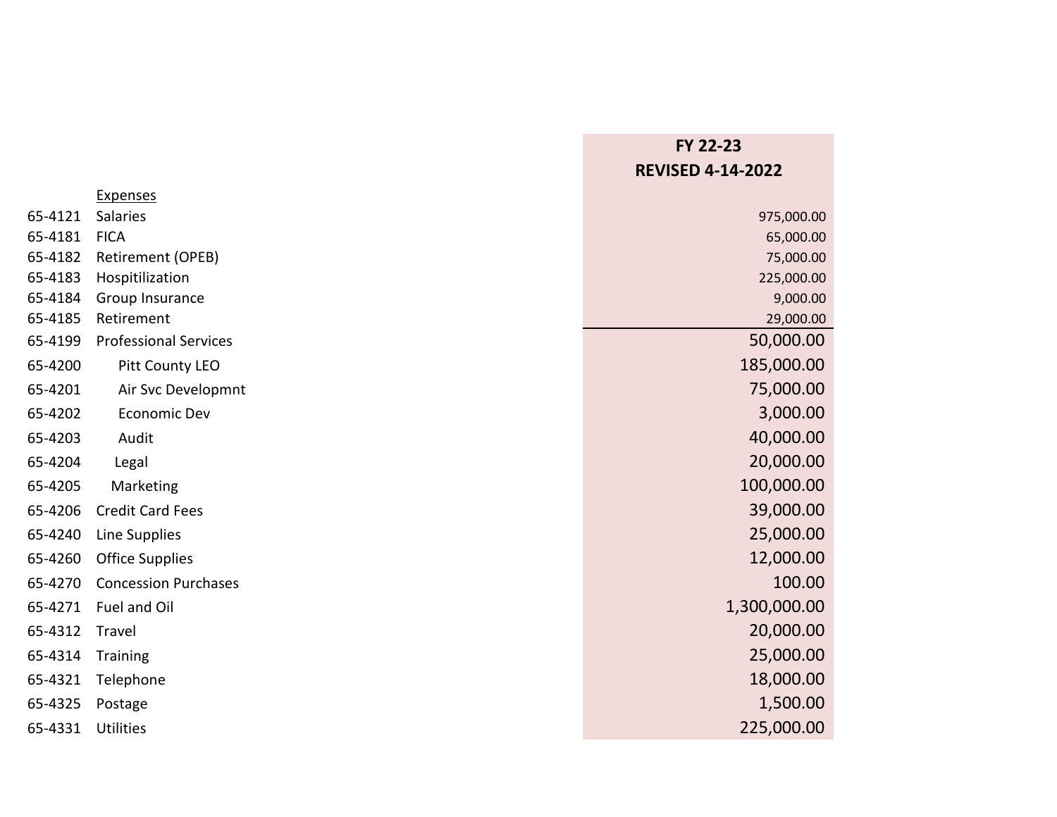| | | FY 22-23 REVISED 4-14-2022 |
|---|---|---|
| | Expenses | |
| 65-4121 | Salaries | 975,000.00 |
| 65-4181 | FICA | 65,000.00 |
| 65-4182 | Retirement (OPEB) | 75,000.00 |
| 65-4183 | Hospitilization | 225,000.00 |
| 65-4184 | Group Insurance | 9,000.00 |
| 65-4185 | Retirement | 29,000.00 |
| 65-4199 | Professional Services | 50,000.00 |
| 65-4200 | Pitt County LEO | 185,000.00 |
| 65-4201 | Air Svc Developmnt | 75,000.00 |
| 65-4202 | Economic Dev | 3,000.00 |
| 65-4203 | Audit | 40,000.00 |
| 65-4204 | Legal | 20,000.00 |
| 65-4205 | Marketing | 100,000.00 |
| 65-4206 | Credit Card Fees | 39,000.00 |
| 65-4240 | Line Supplies | 25,000.00 |
| 65-4260 | Office Supplies | 12,000.00 |
| 65-4270 | Concession Purchases | 100.00 |
| 65-4271 | Fuel and Oil | 1,300,000.00 |
| 65-4312 | Travel | 20,000.00 |
| 65-4314 | Training | 25,000.00 |
| 65-4321 | Telephone | 18,000.00 |
| 65-4325 | Postage | 1,500.00 |
| 65-4331 | Utilities | 225,000.00 |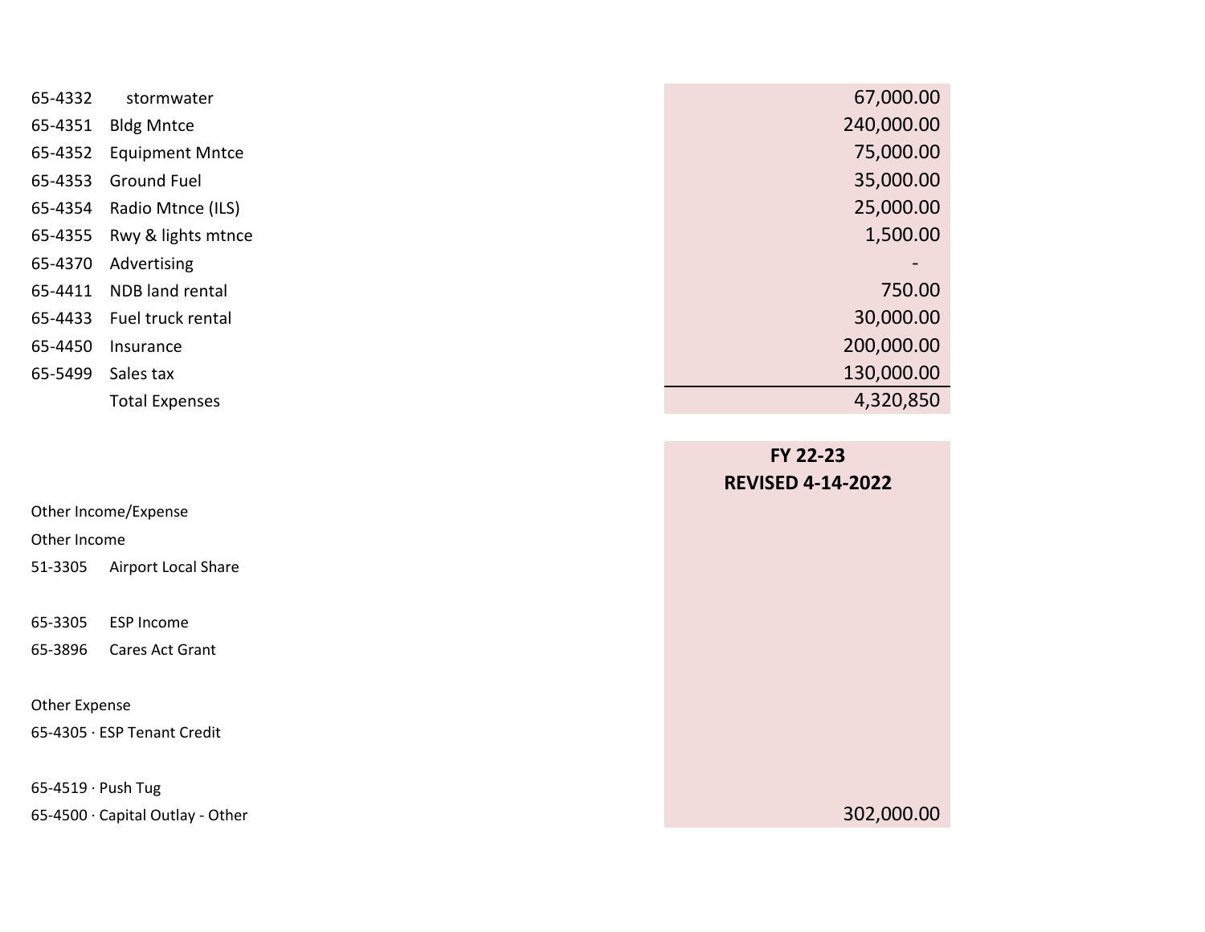| Account | Description | Amount |
|---|---|---|
| 65-4332 | stormwater | 67,000.00 |
| 65-4351 | Bldg Mntce | 240,000.00 |
| 65-4352 | Equipment Mntce | 75,000.00 |
| 65-4353 | Ground Fuel | 35,000.00 |
| 65-4354 | Radio Mtnce (ILS) | 25,000.00 |
| 65-4355 | Rwy & lights mtnce | 1,500.00 |
| 65-4370 | Advertising | - |
| 65-4411 | NDB land rental | 750.00 |
| 65-4433 | Fuel truck rental | 30,000.00 |
| 65-4450 | Insurance | 200,000.00 |
| 65-5499 | Sales tax | 130,000.00 |
| | Total Expenses | 4,320,850 |

| | FY 22-23<br>REVISED 4-14-2022 |
|---|---|
| Other Income/Expense | |
| Other Income | |
| 51-3305 Airport Local Share | |
| | |
| 65-3305 ESP Income | |
| 65-3896 Cares Act Grant | |
| | |
| Other Expense | |
| 65-4305 · ESP Tenant Credit | |
| | |
| 65-4519 · Push Tug | |
| 65-4500 · Capital Outlay - Other | 302,000.00 |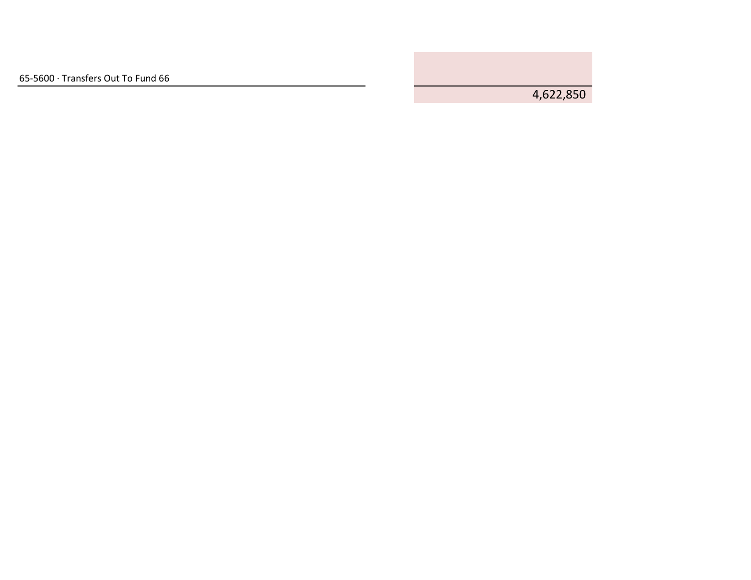| | |
|---|---|
| 65-5600 · Transfers Out To Fund 66 | |
| | 4,622,850 |